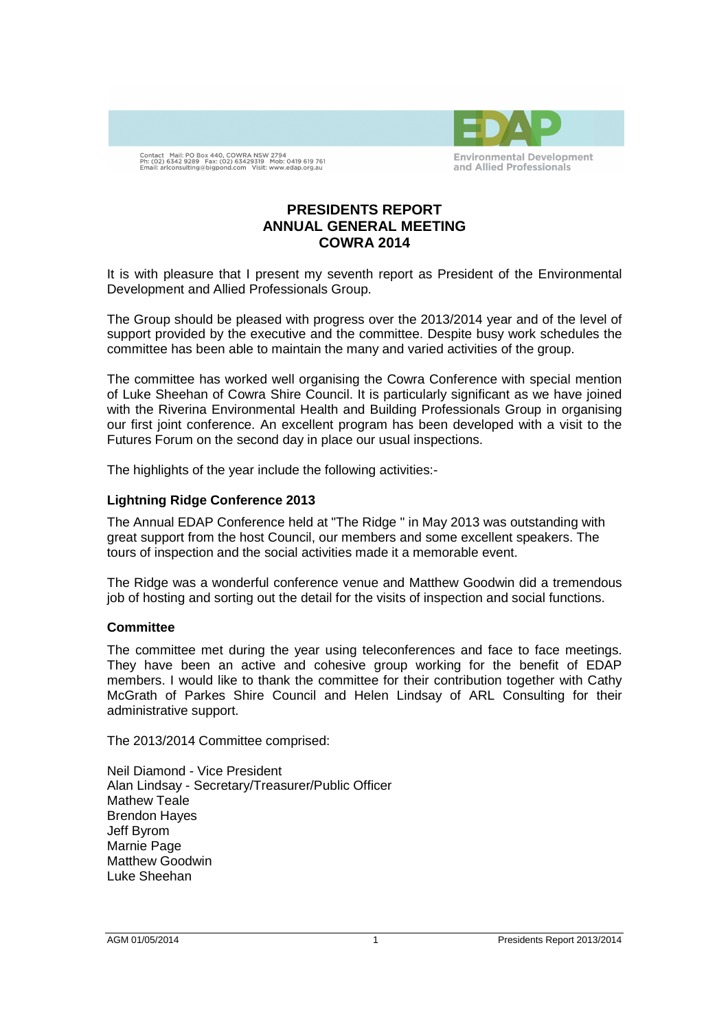Contact Mail: PO Box 440, COWRA NSW 2794
Ph: (02) 6342 9289 Fax: (02) 63429319 Mob: 0419 619 761
Email: arlconsulting@bigpond.com Visit: www.edap.org.au

EDAP
Environmental Development and Allied Professionals

# PRESIDENTS REPORT
# ANNUAL GENERAL MEETING
# COWRA 2014

It is with pleasure that I present my seventh report as President of the Environmental Development and Allied Professionals Group.

The Group should be pleased with progress over the 2013/2014 year and of the level of support provided by the executive and the committee. Despite busy work schedules the committee has been able to maintain the many and varied activities of the group.

The committee has worked well organising the Cowra Conference with special mention of Luke Sheehan of Cowra Shire Council. It is particularly significant as we have joined with the Riverina Environmental Health and Building Professionals Group in organising our first joint conference. An excellent program has been developed with a visit to the Futures Forum on the second day in place our usual inspections.

The highlights of the year include the following activities:-

**Lightning Ridge Conference 2013**

The Annual EDAP Conference held at "The Ridge " in May 2013 was outstanding with great support from the host Council, our members and some excellent speakers. The tours of inspection and the social activities made it a memorable event.

The Ridge was a wonderful conference venue and Matthew Goodwin did a tremendous job of hosting and sorting out the detail for the visits of inspection and social functions.

**Committee**

The committee met during the year using teleconferences and face to face meetings. They have been an active and cohesive group working for the benefit of EDAP members. I would like to thank the committee for their contribution together with Cathy McGrath of Parkes Shire Council and Helen Lindsay of ARL Consulting for their administrative support.

The 2013/2014 Committee comprised:

Neil Diamond - Vice President
Alan Lindsay - Secretary/Treasurer/Public Officer
Mathew Teale
Brendon Hayes
Jeff Byrom
Marnie Page
Matthew Goodwin
Luke Sheehan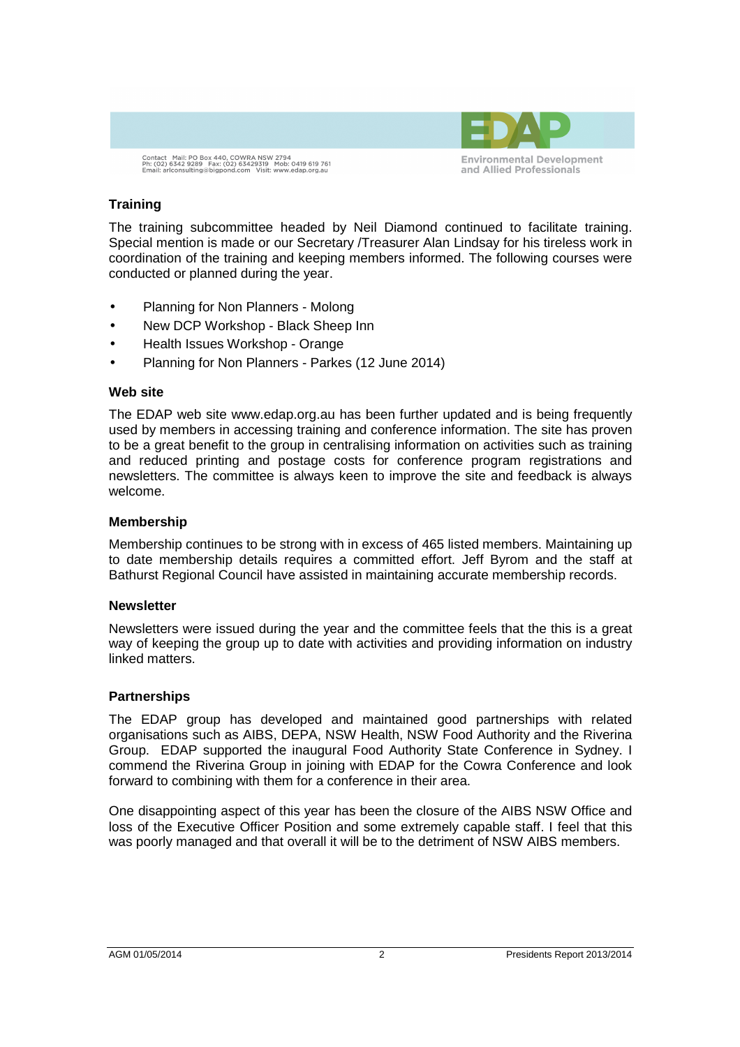### Training

The training subcommittee headed by Neil Diamond continued to facilitate training. Special mention is made or our Secretary /Treasurer Alan Lindsay for his tireless work in coordination of the training and keeping members informed. The following courses were conducted or planned during the year.

- Planning for Non Planners - Molong
- New DCP Workshop - Black Sheep Inn
- Health Issues Workshop - Orange
- Planning for Non Planners - Parkes (12 June 2014)

### Web site

The EDAP web site www.edap.org.au has been further updated and is being frequently used by members in accessing training and conference information. The site has proven to be a great benefit to the group in centralising information on activities such as training and reduced printing and postage costs for conference program registrations and newsletters. The committee is always keen to improve the site and feedback is always welcome.

### Membership

Membership continues to be strong with in excess of 465 listed members. Maintaining up to date membership details requires a committed effort. Jeff Byrom and the staff at Bathurst Regional Council have assisted in maintaining accurate membership records.

### Newsletter

Newsletters were issued during the year and the committee feels that the this is a great way of keeping the group up to date with activities and providing information on industry linked matters.

### Partnerships

The EDAP group has developed and maintained good partnerships with related organisations such as AIBS, DEPA, NSW Health, NSW Food Authority and the Riverina Group. EDAP supported the inaugural Food Authority State Conference in Sydney. I commend the Riverina Group in joining with EDAP for the Cowra Conference and look forward to combining with them for a conference in their area.

One disappointing aspect of this year has been the closure of the AIBS NSW Office and loss of the Executive Officer Position and some extremely capable staff. I feel that this was poorly managed and that overall it will be to the detriment of NSW AIBS members.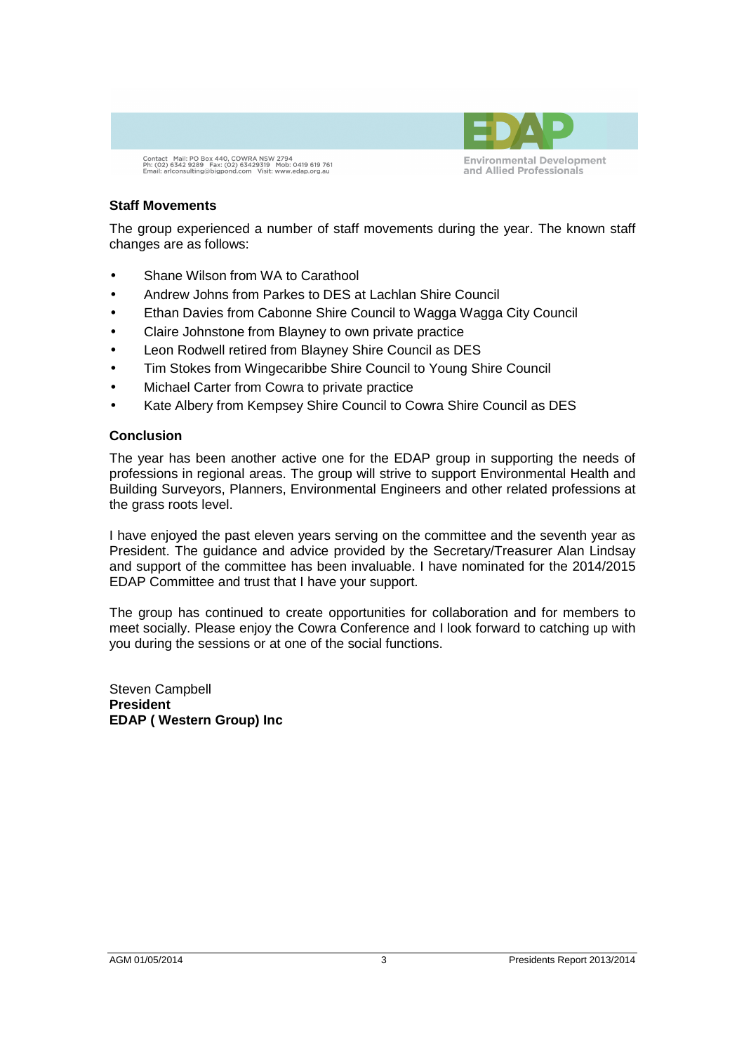## Staff Movements

The group experienced a number of staff movements during the year. The known staff changes are as follows:

- Shane Wilson from WA to Carathool
- Andrew Johns from Parkes to DES at Lachlan Shire Council
- Ethan Davies from Cabonne Shire Council to Wagga Wagga City Council
- Claire Johnstone from Blayney to own private practice
- Leon Rodwell retired from Blayney Shire Council as DES
- Tim Stokes from Wingecaribbe Shire Council to Young Shire Council
- Michael Carter from Cowra to private practice
- Kate Albery from Kempsey Shire Council to Cowra Shire Council as DES

## Conclusion

The year has been another active one for the EDAP group in supporting the needs of professions in regional areas. The group will strive to support Environmental Health and Building Surveyors, Planners, Environmental Engineers and other related professions at the grass roots level.

I have enjoyed the past eleven years serving on the committee and the seventh year as President. The guidance and advice provided by the Secretary/Treasurer Alan Lindsay and support of the committee has been invaluable. I have nominated for the 2014/2015 EDAP Committee and trust that I have your support.

The group has continued to create opportunities for collaboration and for members to meet socially. Please enjoy the Cowra Conference and I look forward to catching up with you during the sessions or at one of the social functions.

Steven Campbell
**President**
**EDAP ( Western Group) Inc**